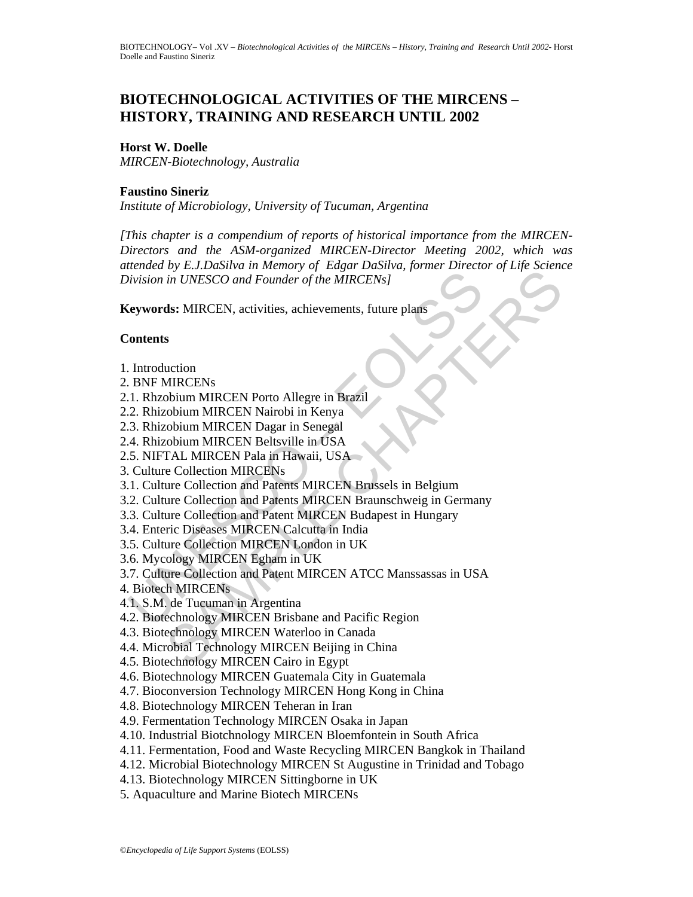# BIOTECHNOLOGICAL ACTIVITIES OF THE MIRCENS – HISTORY, TRAINING AND RESEARCH UNTIL 2002

**Horst W. Doelle**

*MIRCEN-Biotechnology, Australia*

**Faustino Sineriz**

*Institute of Microbiology, University of Tucuman, Argentina*

*[This chapter is a compendium of reports of historical importance from the MIRCEN-Directors and the ASM-organized MIRCEN-Director Meeting 2002, which was attended by E.J.DaSilva in Memory of Edgar DaSilva, former Director of Life Science Division in UNESCO and Founder of the MIRCENs]*

**Keywords:** MIRCEN, activities, achievements, future plans

**Contents**

1. Introduction
2. BNF MIRCENs
2.1. Rhzobium MIRCEN Porto Allegre in Brazil
2.2. Rhizobium MIRCEN Nairobi in Kenya
2.3. Rhizobium MIRCEN Dagar in Senegal
2.4. Rhizobium MIRCEN Beltsville in USA
2.5. NIFTAL MIRCEN Pala in Hawaii, USA
3. Culture Collection MIRCENs
3.1. Culture Collection and Patents MIRCEN Brussels in Belgium
3.2. Culture Collection and Patents MIRCEN Braunschweig in Germany
3.3. Culture Collection and Patent MIRCEN Budapest in Hungary
3.4. Enteric Diseases MIRCEN Calcutta in India
3.5. Culture Collection MIRCEN London in UK
3.6. Mycology MIRCEN Egham in UK
3.7. Culture Collection and Patent MIRCEN ATCC Manssassas in USA
4. Biotech MIRCENs
4.1. S.M. de Tucuman in Argentina
4.2. Biotechnology MIRCEN Brisbane and Pacific Region
4.3. Biotechnology MIRCEN Waterloo in Canada
4.4. Microbial Technology MIRCEN Beijing in China
4.5. Biotechnology MIRCEN Cairo in Egypt
4.6. Biotechnology MIRCEN Guatemala City in Guatemala
4.7. Bioconversion Technology MIRCEN Hong Kong in China
4.8. Biotechnology MIRCEN Teheran in Iran
4.9. Fermentation Technology MIRCEN Osaka in Japan
4.10. Industrial Biotchnology MIRCEN Bloemfontein in South Africa
4.11. Fermentation, Food and Waste Recycling MIRCEN Bangkok in Thailand
4.12. Microbial Biotechnology MIRCEN St Augustine in Trinidad and Tobago
4.13. Biotechnology MIRCEN Sittingborne in UK
5. Aquaculture and Marine Biotech MIRCENs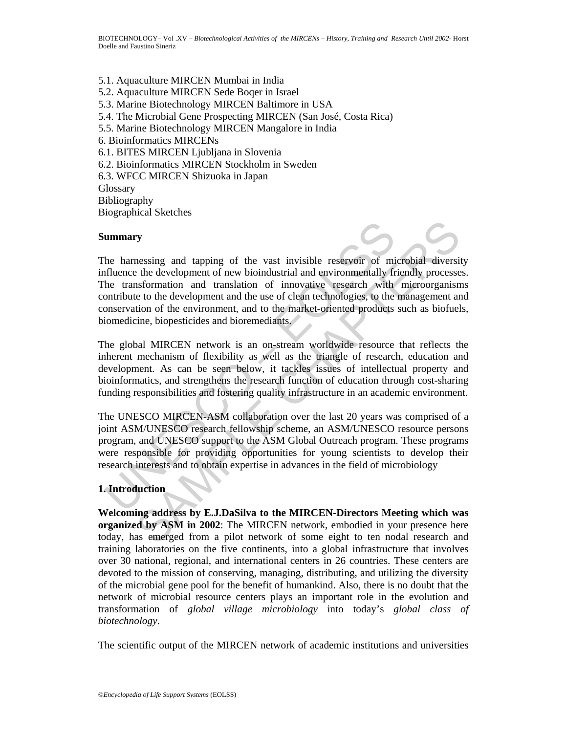5.1. Aquaculture MIRCEN Mumbai in India
5.2. Aquaculture MIRCEN Sede Boqer in Israel
5.3. Marine Biotechnology MIRCEN Baltimore in USA
5.4. The Microbial Gene Prospecting MIRCEN (San José, Costa Rica)
5.5. Marine Biotechnology MIRCEN Mangalore in India
6. Bioinformatics MIRCENs
6.1. BITES MIRCEN Ljubljana in Slovenia
6.2. Bioinformatics MIRCEN Stockholm in Sweden
6.3. WFCC MIRCEN Shizuoka in Japan
Glossary
Bibliography
Biographical Sketches

## Summary

The harnessing and tapping of the vast invisible reservoir of microbial diversity influence the development of new bioindustrial and environmentally friendly processes. The transformation and translation of innovative research with microorganisms contribute to the development and the use of clean technologies, to the management and conservation of the environment, and to the market-oriented products such as biofuels, biomedicine, biopesticides and bioremediants.

The global MIRCEN network is an on-stream worldwide resource that reflects the inherent mechanism of flexibility as well as the triangle of research, education and development. As can be seen below, it tackles issues of intellectual property and bioinformatics, and strengthens the research function of education through cost-sharing funding responsibilities and fostering quality infrastructure in an academic environment.

The UNESCO MIRCEN-ASM collaboration over the last 20 years was comprised of a joint ASM/UNESCO research fellowship scheme, an ASM/UNESCO resource persons program, and UNESCO support to the ASM Global Outreach program. These programs were responsible for providing opportunities for young scientists to develop their research interests and to obtain expertise in advances in the field of microbiology

## 1. Introduction

**Welcoming address by E.J.DaSilva to the MIRCEN-Directors Meeting which was organized by ASM in 2002**: The MIRCEN network, embodied in your presence here today, has emerged from a pilot network of some eight to ten nodal research and training laboratories on the five continents, into a global infrastructure that involves over 30 national, regional, and international centers in 26 countries. These centers are devoted to the mission of conserving, managing, distributing, and utilizing the diversity of the microbial gene pool for the benefit of humankind. Also, there is no doubt that the network of microbial resource centers plays an important role in the evolution and transformation of *global village microbiology* into today's *global class of biotechnology*.

The scientific output of the MIRCEN network of academic institutions and universities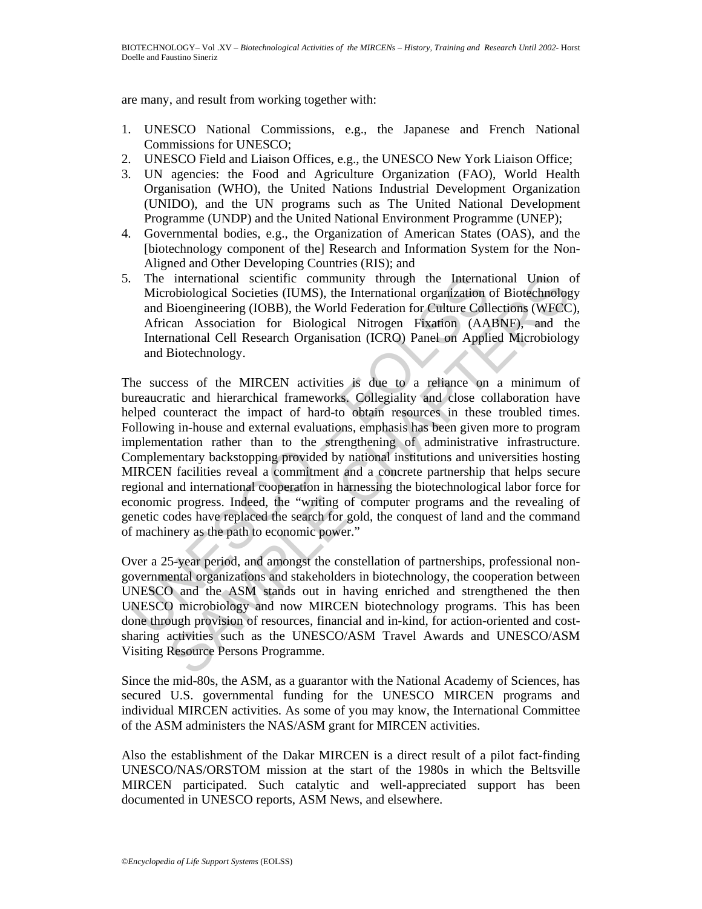are many, and result from working together with:

1. UNESCO National Commissions, e.g., the Japanese and French National Commissions for UNESCO;
2. UNESCO Field and Liaison Offices, e.g., the UNESCO New York Liaison Office;
3. UN agencies: the Food and Agriculture Organization (FAO), World Health Organisation (WHO), the United Nations Industrial Development Organization (UNIDO), and the UN programs such as The United National Development Programme (UNDP) and the United National Environment Programme (UNEP);
4. Governmental bodies, e.g., the Organization of American States (OAS), and the [biotechnology component of the] Research and Information System for the Non-Aligned and Other Developing Countries (RIS); and
5. The international scientific community through the International Union of Microbiological Societies (IUMS), the International organization of Biotechnology and Bioengineering (IOBB), the World Federation for Culture Collections (WFCC), African Association for Biological Nitrogen Fixation (AABNF), and the International Cell Research Organisation (ICRO) Panel on Applied Microbiology and Biotechnology.

The success of the MIRCEN activities is due to a reliance on a minimum of bureaucratic and hierarchical frameworks. Collegiality and close collaboration have helped counteract the impact of hard-to obtain resources in these troubled times. Following in-house and external evaluations, emphasis has been given more to program implementation rather than to the strengthening of administrative infrastructure. Complementary backstopping provided by national institutions and universities hosting MIRCEN facilities reveal a commitment and a concrete partnership that helps secure regional and international cooperation in harnessing the biotechnological labor force for economic progress. Indeed, the "writing of computer programs and the revealing of genetic codes have replaced the search for gold, the conquest of land and the command of machinery as the path to economic power."

Over a 25-year period, and amongst the constellation of partnerships, professional non-governmental organizations and stakeholders in biotechnology, the cooperation between UNESCO and the ASM stands out in having enriched and strengthened the then UNESCO microbiology and now MIRCEN biotechnology programs. This has been done through provision of resources, financial and in-kind, for action-oriented and cost-sharing activities such as the UNESCO/ASM Travel Awards and UNESCO/ASM Visiting Resource Persons Programme.

Since the mid-80s, the ASM, as a guarantor with the National Academy of Sciences, has secured U.S. governmental funding for the UNESCO MIRCEN programs and individual MIRCEN activities. As some of you may know, the International Committee of the ASM administers the NAS/ASM grant for MIRCEN activities.

Also the establishment of the Dakar MIRCEN is a direct result of a pilot fact-finding UNESCO/NAS/ORSTOM mission at the start of the 1980s in which the Beltsville MIRCEN participated. Such catalytic and well-appreciated support has been documented in UNESCO reports, ASM News, and elsewhere.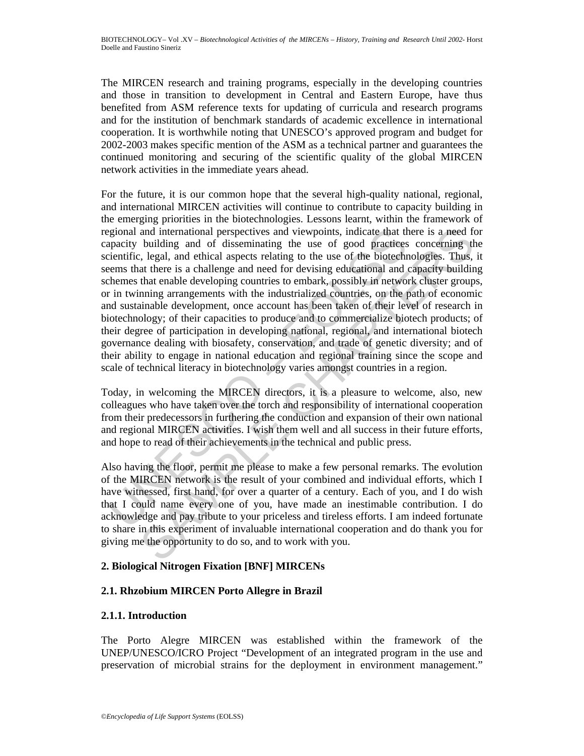The MIRCEN research and training programs, especially in the developing countries and those in transition to development in Central and Eastern Europe, have thus benefited from ASM reference texts for updating of curricula and research programs and for the institution of benchmark standards of academic excellence in international cooperation. It is worthwhile noting that UNESCO's approved program and budget for 2002-2003 makes specific mention of the ASM as a technical partner and guarantees the continued monitoring and securing of the scientific quality of the global MIRCEN network activities in the immediate years ahead.

For the future, it is our common hope that the several high-quality national, regional, and international MIRCEN activities will continue to contribute to capacity building in the emerging priorities in the biotechnologies. Lessons learnt, within the framework of regional and international perspectives and viewpoints, indicate that there is a need for capacity building and of disseminating the use of good practices concerning the scientific, legal, and ethical aspects relating to the use of the biotechnologies. Thus, it seems that there is a challenge and need for devising educational and capacity building schemes that enable developing countries to embark, possibly in network cluster groups, or in twinning arrangements with the industrialized countries, on the path of economic and sustainable development, once account has been taken of their level of research in biotechnology; of their capacities to produce and to commercialize biotech products; of their degree of participation in developing national, regional, and international biotech governance dealing with biosafety, conservation, and trade of genetic diversity; and of their ability to engage in national education and regional training since the scope and scale of technical literacy in biotechnology varies amongst countries in a region.

Today, in welcoming the MIRCEN directors, it is a pleasure to welcome, also, new colleagues who have taken over the torch and responsibility of international cooperation from their predecessors in furthering the conduction and expansion of their own national and regional MIRCEN activities. I wish them well and all success in their future efforts, and hope to read of their achievements in the technical and public press.

Also having the floor, permit me please to make a few personal remarks. The evolution of the MIRCEN network is the result of your combined and individual efforts, which I have witnessed, first hand, for over a quarter of a century. Each of you, and I do wish that I could name every one of you, have made an inestimable contribution. I do acknowledge and pay tribute to your priceless and tireless efforts. I am indeed fortunate to share in this experiment of invaluable international cooperation and do thank you for giving me the opportunity to do so, and to work with you.

## 2. Biological Nitrogen Fixation [BNF] MIRCENs

### 2.1. Rhzobium MIRCEN Porto Allegre in Brazil

#### 2.1.1. Introduction

The Porto Alegre MIRCEN was established within the framework of the UNEP/UNESCO/ICRO Project "Development of an integrated program in the use and preservation of microbial strains for the deployment in environment management."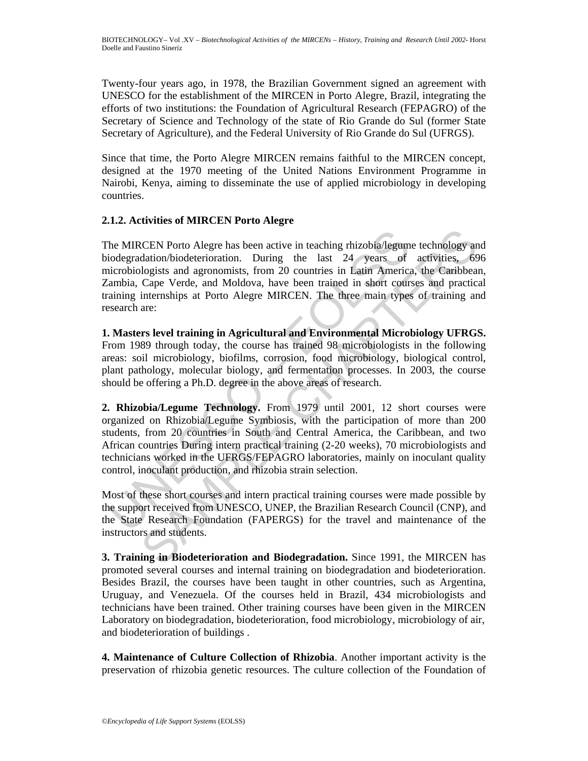Twenty-four years ago, in 1978, the Brazilian Government signed an agreement with UNESCO for the establishment of the MIRCEN in Porto Alegre, Brazil, integrating the efforts of two institutions: the Foundation of Agricultural Research (FEPAGRO) of the Secretary of Science and Technology of the state of Rio Grande do Sul (former State Secretary of Agriculture), and the Federal University of Rio Grande do Sul (UFRGS).

Since that time, the Porto Alegre MIRCEN remains faithful to the MIRCEN concept, designed at the 1970 meeting of the United Nations Environment Programme in Nairobi, Kenya, aiming to disseminate the use of applied microbiology in developing countries.

### 2.1.2. Activities of MIRCEN Porto Alegre

The MIRCEN Porto Alegre has been active in teaching rhizobia/legume technology and biodegradation/biodeterioration. During the last 24 years of activities, 696 microbiologists and agronomists, from 20 countries in Latin America, the Caribbean, Zambia, Cape Verde, and Moldova, have been trained in short courses and practical training internships at Porto Alegre MIRCEN. The three main types of training and research are:

**1. Masters level training in Agricultural and Environmental Microbiology UFRGS.** From 1989 through today, the course has trained 98 microbiologists in the following areas: soil microbiology, biofilms, corrosion, food microbiology, biological control, plant pathology, molecular biology, and fermentation processes. In 2003, the course should be offering a Ph.D. degree in the above areas of research.

**2. Rhizobia/Legume Technology.** From 1979 until 2001, 12 short courses were organized on Rhizobia/Legume Symbiosis, with the participation of more than 200 students, from 20 countries in South and Central America, the Caribbean, and two African countries During intern practical training (2-20 weeks), 70 microbiologists and technicians worked in the UFRGS/FEPAGRO laboratories, mainly on inoculant quality control, inoculant production, and rhizobia strain selection.

Most of these short courses and intern practical training courses were made possible by the support received from UNESCO, UNEP, the Brazilian Research Council (CNP), and the State Research Foundation (FAPERGS) for the travel and maintenance of the instructors and students.

**3. Training in Biodeterioration and Biodegradation.** Since 1991, the MIRCEN has promoted several courses and internal training on biodegradation and biodeterioration. Besides Brazil, the courses have been taught in other countries, such as Argentina, Uruguay, and Venezuela. Of the courses held in Brazil, 434 microbiologists and technicians have been trained. Other training courses have been given in the MIRCEN Laboratory on biodegradation, biodeterioration, food microbiology, microbiology of air, and biodeterioration of buildings .

**4. Maintenance of Culture Collection of Rhizobia**. Another important activity is the preservation of rhizobia genetic resources. The culture collection of the Foundation of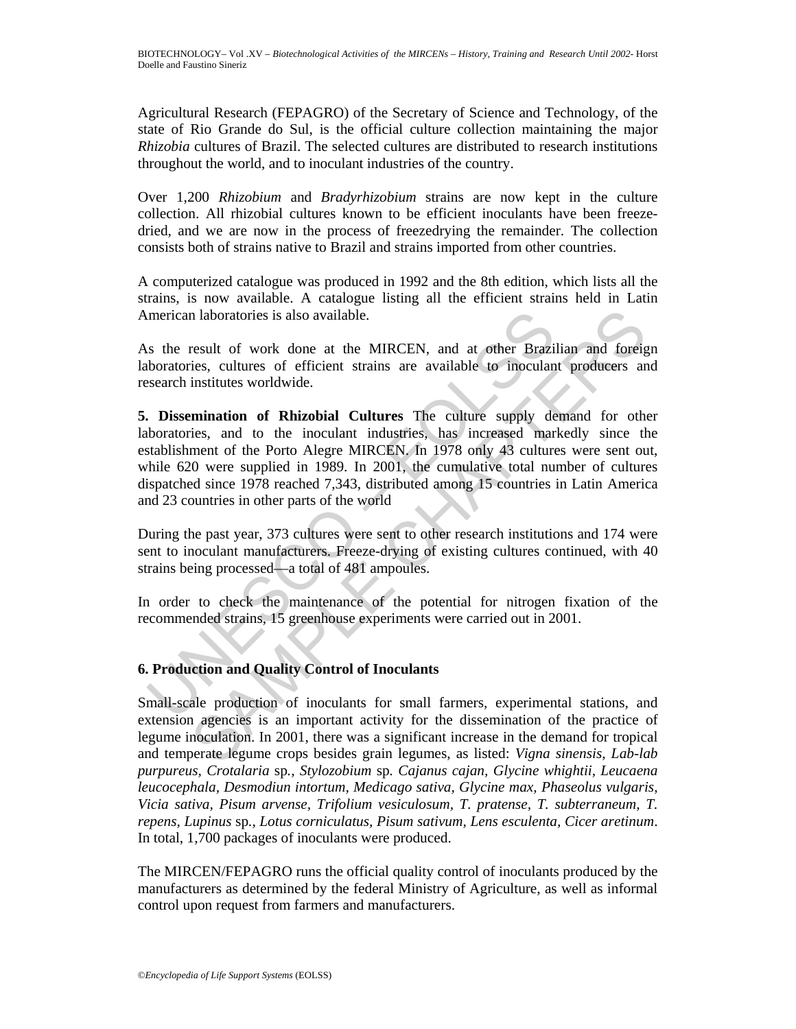Agricultural Research (FEPAGRO) of the Secretary of Science and Technology, of the state of Rio Grande do Sul, is the official culture collection maintaining the major *Rhizobia* cultures of Brazil. The selected cultures are distributed to research institutions throughout the world, and to inoculant industries of the country.

Over 1,200 *Rhizobium* and *Bradyrhizobium* strains are now kept in the culture collection. All rhizobial cultures known to be efficient inoculants have been freeze-dried, and we are now in the process of freezedrying the remainder. The collection consists both of strains native to Brazil and strains imported from other countries.

A computerized catalogue was produced in 1992 and the 8th edition, which lists all the strains, is now available. A catalogue listing all the efficient strains held in Latin American laboratories is also available.

As the result of work done at the MIRCEN, and at other Brazilian and foreign laboratories, cultures of efficient strains are available to inoculant producers and research institutes worldwide.

**5. Dissemination of Rhizobial Cultures** The culture supply demand for other laboratories, and to the inoculant industries, has increased markedly since the establishment of the Porto Alegre MIRCEN. In 1978 only 43 cultures were sent out, while 620 were supplied in 1989. In 2001, the cumulative total number of cultures dispatched since 1978 reached 7,343, distributed among 15 countries in Latin America and 23 countries in other parts of the world

During the past year, 373 cultures were sent to other research institutions and 174 were sent to inoculant manufacturers. Freeze-drying of existing cultures continued, with 40 strains being processed—a total of 481 ampoules.

In order to check the maintenance of the potential for nitrogen fixation of the recommended strains, 15 greenhouse experiments were carried out in 2001.

## 6. Production and Quality Control of Inoculants

Small-scale production of inoculants for small farmers, experimental stations, and extension agencies is an important activity for the dissemination of the practice of legume inoculation. In 2001, there was a significant increase in the demand for tropical and temperate legume crops besides grain legumes, as listed: *Vigna sinensis, Lab-lab purpureus, Crotalaria* sp.*, Stylozobium* sp. *Cajanus cajan, Glycine whightii, Leucaena leucocephala, Desmodiun intortum, Medicago sativa, Glycine max, Phaseolus vulgaris, Vicia sativa, Pisum arvense, Trifolium vesiculosum, T. pratense, T. subterraneum, T. repens, Lupinus* sp.*, Lotus corniculatus, Pisum sativum, Lens esculenta, Cicer aretinum*. In total, 1,700 packages of inoculants were produced.

The MIRCEN/FEPAGRO runs the official quality control of inoculants produced by the manufacturers as determined by the federal Ministry of Agriculture, as well as informal control upon request from farmers and manufacturers.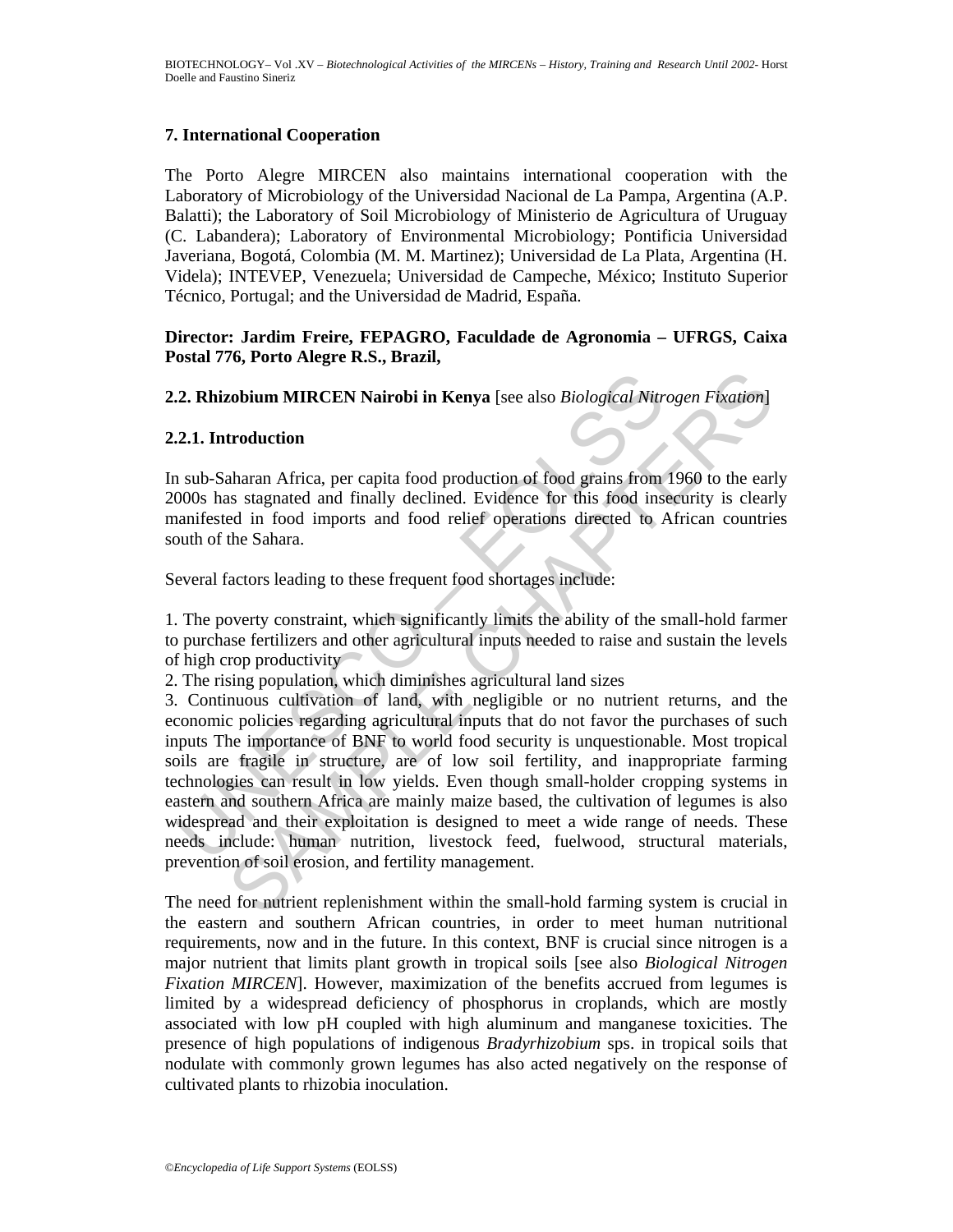## 7. International Cooperation

The Porto Alegre MIRCEN also maintains international cooperation with the Laboratory of Microbiology of the Universidad Nacional de La Pampa, Argentina (A.P. Balatti); the Laboratory of Soil Microbiology of Ministerio de Agricultura of Uruguay (C. Labandera); Laboratory of Environmental Microbiology; Pontificia Universidad Javeriana, Bogotá, Colombia (M. M. Martinez); Universidad de La Plata, Argentina (H. Videla); INTEVEP, Venezuela; Universidad de Campeche, México; Instituto Superior Técnico, Portugal; and the Universidad de Madrid, España.

**Director: Jardim Freire, FEPAGRO, Faculdade de Agronomia – UFRGS, Caixa Postal 776, Porto Alegre R.S., Brazil,**

## 2.2. Rhizobium MIRCEN Nairobi in Kenya [see also *Biological Nitrogen Fixation*]

### 2.2.1. Introduction

In sub-Saharan Africa, per capita food production of food grains from 1960 to the early 2000s has stagnated and finally declined. Evidence for this food insecurity is clearly manifested in food imports and food relief operations directed to African countries south of the Sahara.

Several factors leading to these frequent food shortages include:

1. The poverty constraint, which significantly limits the ability of the small-hold farmer to purchase fertilizers and other agricultural inputs needed to raise and sustain the levels of high crop productivity
2. The rising population, which diminishes agricultural land sizes
3. Continuous cultivation of land, with negligible or no nutrient returns, and the economic policies regarding agricultural inputs that do not favor the purchases of such inputs The importance of BNF to world food security is unquestionable. Most tropical soils are fragile in structure, are of low soil fertility, and inappropriate farming technologies can result in low yields. Even though small-holder cropping systems in eastern and southern Africa are mainly maize based, the cultivation of legumes is also widespread and their exploitation is designed to meet a wide range of needs. These needs include: human nutrition, livestock feed, fuelwood, structural materials, prevention of soil erosion, and fertility management.

The need for nutrient replenishment within the small-hold farming system is crucial in the eastern and southern African countries, in order to meet human nutritional requirements, now and in the future. In this context, BNF is crucial since nitrogen is a major nutrient that limits plant growth in tropical soils [see also *Biological Nitrogen Fixation MIRCEN*]. However, maximization of the benefits accrued from legumes is limited by a widespread deficiency of phosphorus in croplands, which are mostly associated with low pH coupled with high aluminum and manganese toxicities. The presence of high populations of indigenous *Bradyrhizobium* sps. in tropical soils that nodulate with commonly grown legumes has also acted negatively on the response of cultivated plants to rhizobia inoculation.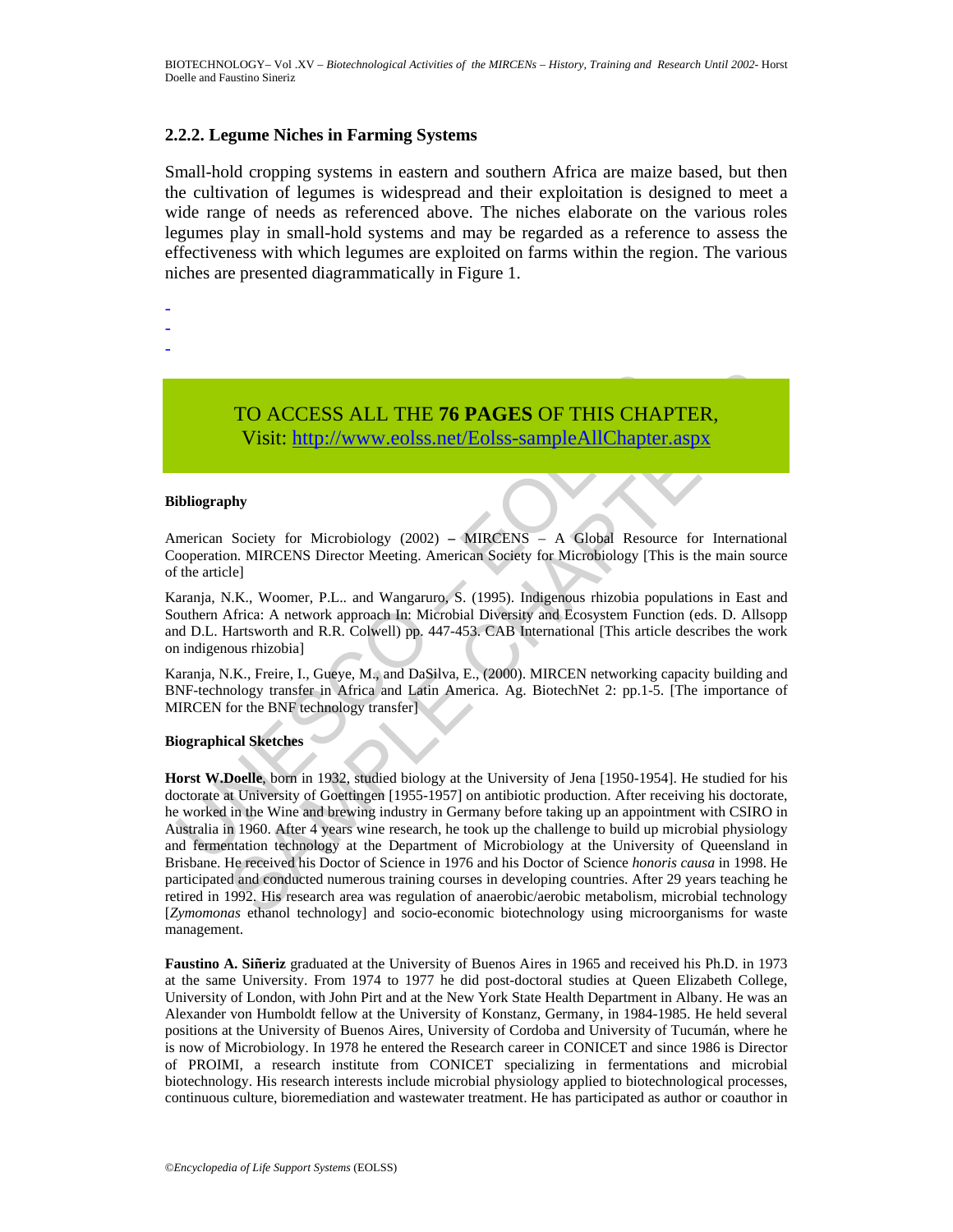### 2.2.2. Legume Niches in Farming Systems

Small-hold cropping systems in eastern and southern Africa are maize based, but then the cultivation of legumes is widespread and their exploitation is designed to meet a wide range of needs as referenced above. The niches elaborate on the various roles legumes play in small-hold systems and may be regarded as a reference to assess the effectiveness with which legumes are exploited on farms within the region. The various niches are presented diagrammatically in Figure 1.

-
-
-

TO ACCESS ALL THE **76 PAGES** OF THIS CHAPTER,
Visit: http://www.eolss.net/Eolss-sampleAllChapter.aspx

**Bibliography**

American Society for Microbiology (2002) **–** MIRCENS – A Global Resource for International Cooperation. MIRCENS Director Meeting. American Society for Microbiology [This is the main source of the article]

Karanja, N.K., Woomer, P.L.. and Wangaruro, S. (1995). Indigenous rhizobia populations in East and Southern Africa: A network approach In: Microbial Diversity and Ecosystem Function (eds. D. Allsopp and D.L. Hartsworth and R.R. Colwell) pp. 447-453. CAB International [This article describes the work on indigenous rhizobia]

Karanja, N.K., Freire, I., Gueye, M., and DaSilva, E., (2000). MIRCEN networking capacity building and BNF-technology transfer in Africa and Latin America. Ag. BiotechNet 2: pp.1-5. [The importance of MIRCEN for the BNF technology transfer]

**Biographical Sketches**

**Horst W.Doelle**, born in 1932, studied biology at the University of Jena [1950-1954]. He studied for his doctorate at University of Goettingen [1955-1957] on antibiotic production. After receiving his doctorate, he worked in the Wine and brewing industry in Germany before taking up an appointment with CSIRO in Australia in 1960. After 4 years wine research, he took up the challenge to build up microbial physiology and fermentation technology at the Department of Microbiology at the University of Queensland in Brisbane. He received his Doctor of Science in 1976 and his Doctor of Science *honoris causa* in 1998. He participated and conducted numerous training courses in developing countries. After 29 years teaching he retired in 1992. His research area was regulation of anaerobic/aerobic metabolism, microbial technology [*Zymomonas* ethanol technology] and socio-economic biotechnology using microorganisms for waste management.

**Faustino A. Siñeriz** graduated at the University of Buenos Aires in 1965 and received his Ph.D. in 1973 at the same University. From 1974 to 1977 he did post-doctoral studies at Queen Elizabeth College, University of London, with John Pirt and at the New York State Health Department in Albany. He was an Alexander von Humboldt fellow at the University of Konstanz, Germany, in 1984-1985. He held several positions at the University of Buenos Aires, University of Cordoba and University of Tucumán, where he is now of Microbiology. In 1978 he entered the Research career in CONICET and since 1986 is Director of PROIMI, a research institute from CONICET specializing in fermentations and microbial biotechnology. His research interests include microbial physiology applied to biotechnological processes, continuous culture, bioremediation and wastewater treatment. He has participated as author or coauthor in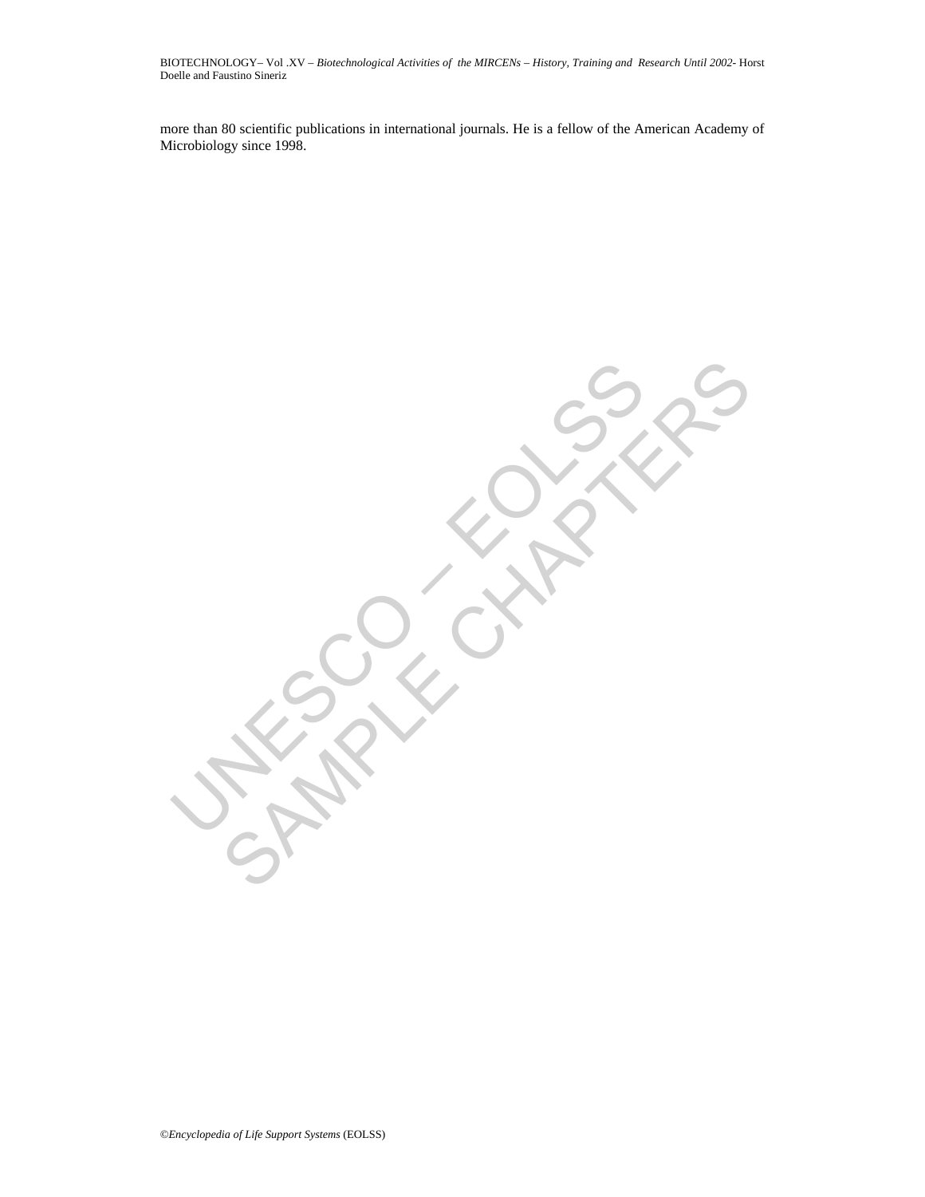more than 80 scientific publications in international journals. He is a fellow of the American Academy of Microbiology since 1998.